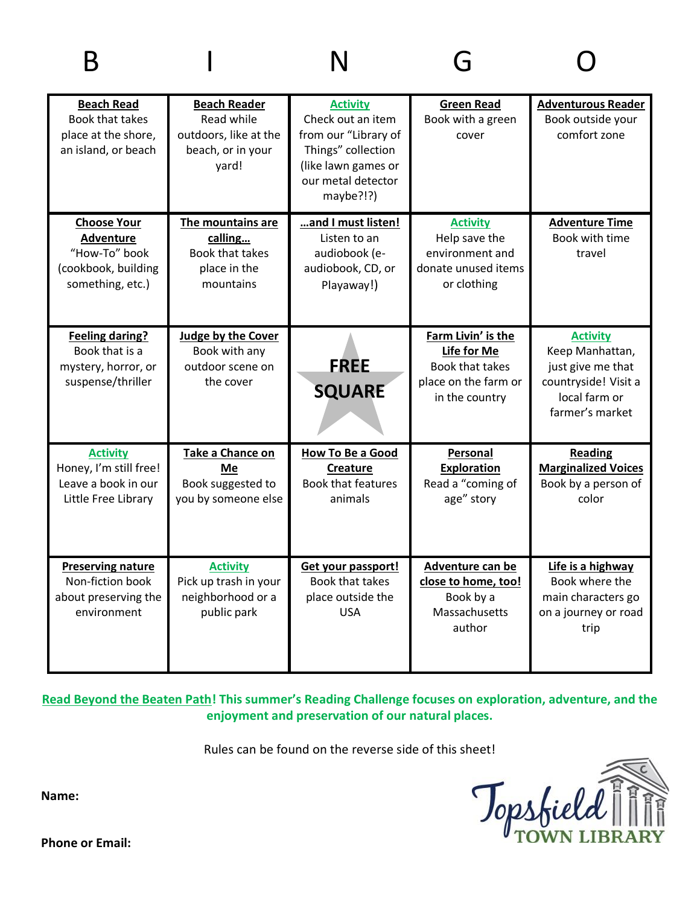| B | I | N | G | O |
|---|---|---|---|---|
| **Beach Read** Book that takes place at the shore, an island, or beach | **Beach Reader** Read while outdoors, like at the beach, or in your yard! | **Activity** Check out an item from our "Library of Things" collection (like lawn games or our metal detector maybe?!?) | **Green Read** Book with a green cover | **Adventurous Reader** Book outside your comfort zone |
| **Choose Your Adventure** "How-To" book (cookbook, building something, etc.) | **The mountains are calling…** Book that takes place in the mountains | **…and I must listen!** Listen to an audiobook (e-audiobook, CD, or Playaway!) | **Activity** Help save the environment and donate unused items or clothing | **Adventure Time** Book with time travel |
| **Feeling daring?** Book that is a mystery, horror, or suspense/thriller | **Judge by the Cover** Book with any outdoor scene on the cover | **FREE SQUARE** | **Farm Livin' is the Life for Me** Book that takes place on the farm or in the country | **Activity** Keep Manhattan, just give me that countryside! Visit a local farm or farmer's market |
| **Activity** Honey, I'm still free! Leave a book in our Little Free Library | **Take a Chance on Me** Book suggested to you by someone else | **How To Be a Good Creature** Book that features animals | **Personal Exploration** Read a "coming of age" story | **Reading Marginalized Voices** Book by a person of color |
| **Preserving nature** Non-fiction book about preserving the environment | **Activity** Pick up trash in your neighborhood or a public park | **Get your passport!** Book that takes place outside the USA | **Adventure can be close to home, too!** Book by a Massachusetts author | **Life is a highway** Book where the main characters go on a journey or road trip |

**Read Beyond the Beaten Path! This summer's Reading Challenge focuses on exploration, adventure, and the enjoyment and preservation of our natural places.**

Rules can be found on the reverse side of this sheet!

**Name:**

**Phone or Email:**

Topsfield Town Library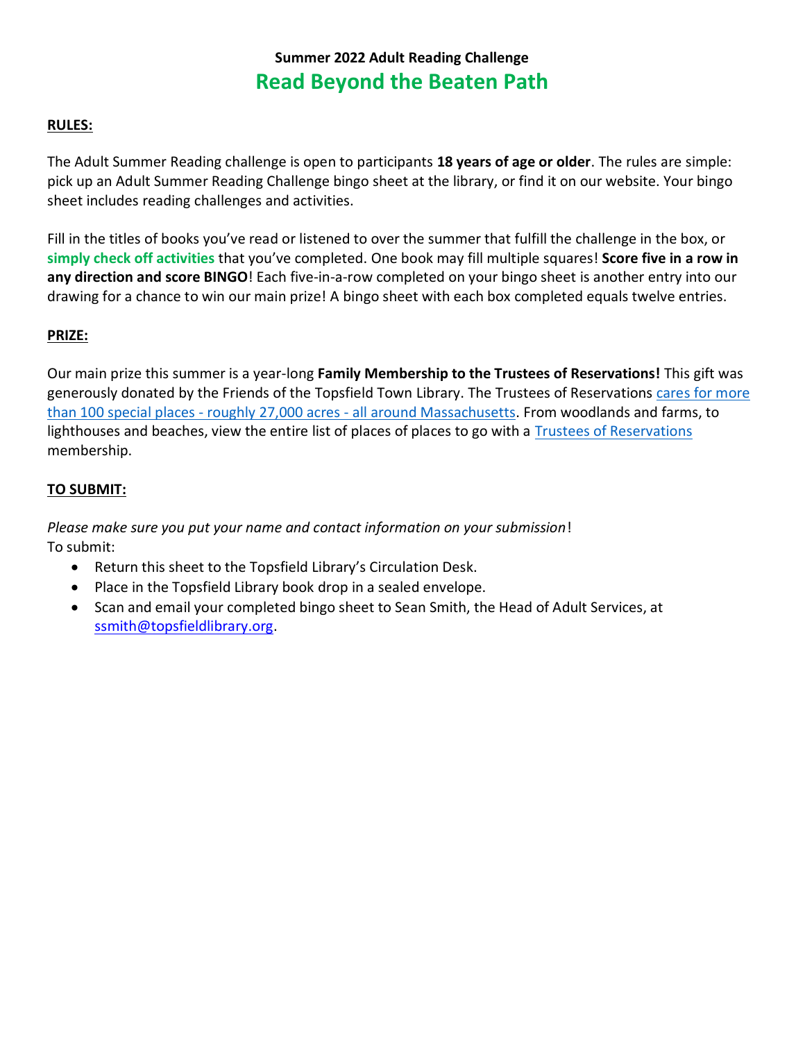**Summer 2022 Adult Reading Challenge**

# Read Beyond the Beaten Path

**RULES:**

The Adult Summer Reading challenge is open to participants **18 years of age or older**. The rules are simple: pick up an Adult Summer Reading Challenge bingo sheet at the library, or find it on our website. Your bingo sheet includes reading challenges and activities.

Fill in the titles of books you've read or listened to over the summer that fulfill the challenge in the box, or **simply check off activities** that you've completed. One book may fill multiple squares! **Score five in a row in any direction and score BINGO**! Each five-in-a-row completed on your bingo sheet is another entry into our drawing for a chance to win our main prize! A bingo sheet with each box completed equals twelve entries.

**PRIZE:**

Our main prize this summer is a year-long **Family Membership to the Trustees of Reservations!** This gift was generously donated by the Friends of the Topsfield Town Library. The Trustees of Reservations cares for more than 100 special places - roughly 27,000 acres - all around Massachusetts. From woodlands and farms, to lighthouses and beaches, view the entire list of places of places to go with a Trustees of Reservations membership.

**TO SUBMIT:**

*Please make sure you put your name and contact information on your submission*!
To submit:

- Return this sheet to the Topsfield Library's Circulation Desk.
- Place in the Topsfield Library book drop in a sealed envelope.
- Scan and email your completed bingo sheet to Sean Smith, the Head of Adult Services, at ssmith@topsfieldlibrary.org.